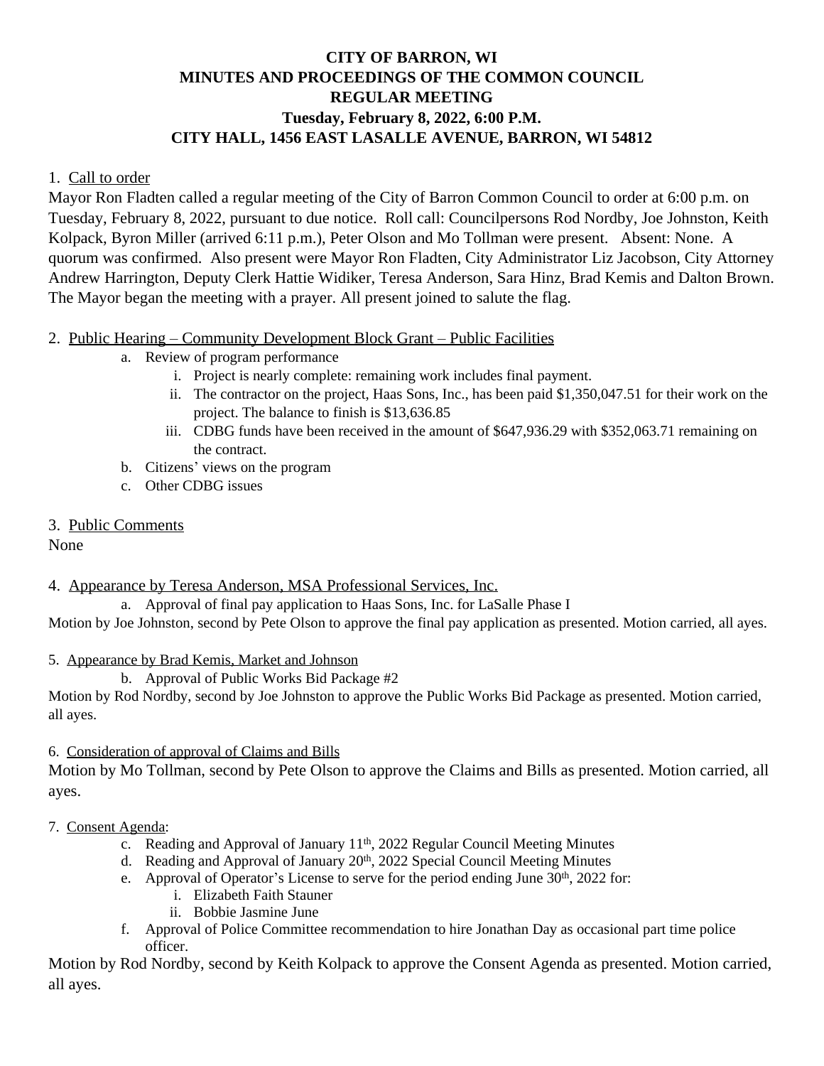# CITY OF BARRON, WI
## MINUTES AND PROCEEDINGS OF THE COMMON COUNCIL
## REGULAR MEETING
## Tuesday, February 8, 2022, 6:00 P.M.
## CITY HALL, 1456 EAST LASALLE AVENUE, BARRON, WI 54812

1. Call to order

Mayor Ron Fladten called a regular meeting of the City of Barron Common Council to order at 6:00 p.m. on Tuesday, February 8, 2022, pursuant to due notice. Roll call: Councilpersons Rod Nordby, Joe Johnston, Keith Kolpack, Byron Miller (arrived 6:11 p.m.), Peter Olson and Mo Tollman were present. Absent: None. A quorum was confirmed. Also present were Mayor Ron Fladten, City Administrator Liz Jacobson, City Attorney Andrew Harrington, Deputy Clerk Hattie Widiker, Teresa Anderson, Sara Hinz, Brad Kemis and Dalton Brown. The Mayor began the meeting with a prayer. All present joined to salute the flag.

2. Public Hearing – Community Development Block Grant – Public Facilities
   a. Review of program performance
      i. Project is nearly complete: remaining work includes final payment.
      ii. The contractor on the project, Haas Sons, Inc., has been paid $1,350,047.51 for their work on the project. The balance to finish is $13,636.85
      iii. CDBG funds have been received in the amount of $647,936.29 with $352,063.71 remaining on the contract.
   b. Citizens' views on the program
   c. Other CDBG issues

3. Public Comments

None

4. Appearance by Teresa Anderson, MSA Professional Services, Inc.
   a. Approval of final pay application to Haas Sons, Inc. for LaSalle Phase I

Motion by Joe Johnston, second by Pete Olson to approve the final pay application as presented. Motion carried, all ayes.

5. Appearance by Brad Kemis, Market and Johnson
   b. Approval of Public Works Bid Package #2

Motion by Rod Nordby, second by Joe Johnston to approve the Public Works Bid Package as presented. Motion carried, all ayes.

6. Consideration of approval of Claims and Bills

Motion by Mo Tollman, second by Pete Olson to approve the Claims and Bills as presented. Motion carried, all ayes.

7. Consent Agenda:
   c. Reading and Approval of January 11th, 2022 Regular Council Meeting Minutes
   d. Reading and Approval of January 20th, 2022 Special Council Meeting Minutes
   e. Approval of Operator's License to serve for the period ending June 30th, 2022 for:
      i. Elizabeth Faith Stauner
      ii. Bobbie Jasmine June
   f. Approval of Police Committee recommendation to hire Jonathan Day as occasional part time police officer.

Motion by Rod Nordby, second by Keith Kolpack to approve the Consent Agenda as presented. Motion carried, all ayes.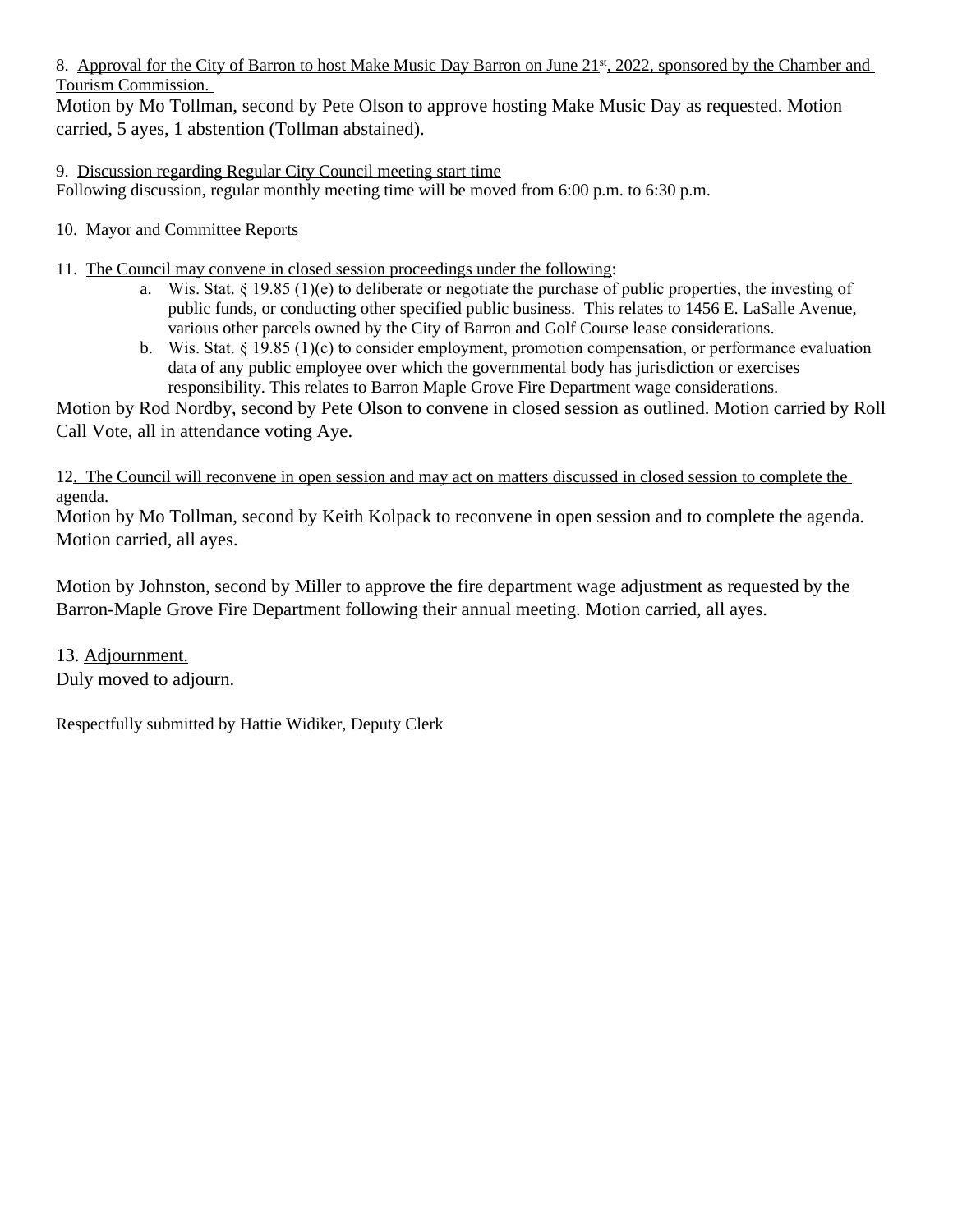8. Approval for the City of Barron to host Make Music Day Barron on June 21st, 2022, sponsored by the Chamber and Tourism Commission.

Motion by Mo Tollman, second by Pete Olson to approve hosting Make Music Day as requested. Motion carried, 5 ayes, 1 abstention (Tollman abstained).

9. Discussion regarding Regular City Council meeting start time

Following discussion, regular monthly meeting time will be moved from 6:00 p.m. to 6:30 p.m.

10. Mayor and Committee Reports

11. The Council may convene in closed session proceedings under the following:

a. Wis. Stat. § 19.85 (1)(e) to deliberate or negotiate the purchase of public properties, the investing of public funds, or conducting other specified public business. This relates to 1456 E. LaSalle Avenue, various other parcels owned by the City of Barron and Golf Course lease considerations.
b. Wis. Stat. § 19.85 (1)(c) to consider employment, promotion compensation, or performance evaluation data of any public employee over which the governmental body has jurisdiction or exercises responsibility. This relates to Barron Maple Grove Fire Department wage considerations.

Motion by Rod Nordby, second by Pete Olson to convene in closed session as outlined. Motion carried by Roll Call Vote, all in attendance voting Aye.

12. The Council will reconvene in open session and may act on matters discussed in closed session to complete the agenda.

Motion by Mo Tollman, second by Keith Kolpack to reconvene in open session and to complete the agenda. Motion carried, all ayes.

Motion by Johnston, second by Miller to approve the fire department wage adjustment as requested by the Barron-Maple Grove Fire Department following their annual meeting. Motion carried, all ayes.

13. Adjournment.

Duly moved to adjourn.

Respectfully submitted by Hattie Widiker, Deputy Clerk